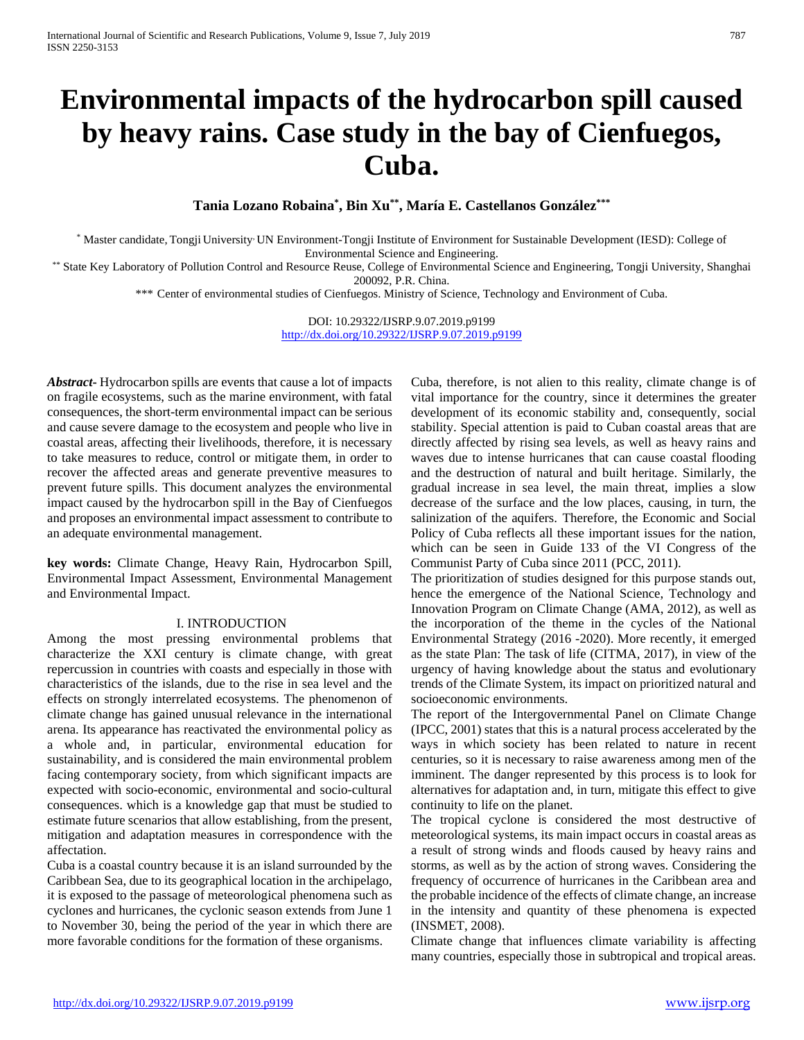# Environmental impacts of the hydrocarbon spill caused by heavy rains. Case study in the bay of Cienfuegos, Cuba.

**Tania Lozano Robaina[*], Bin Xu[**], María E. Castellanos González[***]**

[*] Master candidate, Tongji University, UN Environment-Tongji Institute of Environment for Sustainable Development (IESD): College of Environmental Science and Engineering.

[**] State Key Laboratory of Pollution Control and Resource Reuse, College of Environmental Science and Engineering, Tongji University, Shanghai 200092, P.R. China.

[***] Center of environmental studies of Cienfuegos. Ministry of Science, Technology and Environment of Cuba.

DOI: 10.29322/IJSRP.9.07.2019.p9199
http://dx.doi.org/10.29322/IJSRP.9.07.2019.p9199

***Abstract*-** Hydrocarbon spills are events that cause a lot of impacts on fragile ecosystems, such as the marine environment, with fatal consequences, the short-term environmental impact can be serious and cause severe damage to the ecosystem and people who live in coastal areas, affecting their livelihoods, therefore, it is necessary to take measures to reduce, control or mitigate them, in order to recover the affected areas and generate preventive measures to prevent future spills. This document analyzes the environmental impact caused by the hydrocarbon spill in the Bay of Cienfuegos and proposes an environmental impact assessment to contribute to an adequate environmental management.

**key words:** Climate Change, Heavy Rain, Hydrocarbon Spill, Environmental Impact Assessment, Environmental Management and Environmental Impact.

## I. INTRODUCTION

Among the most pressing environmental problems that characterize the XXI century is climate change, with great repercussion in countries with coasts and especially in those with characteristics of the islands, due to the rise in sea level and the effects on strongly interrelated ecosystems. The phenomenon of climate change has gained unusual relevance in the international arena. Its appearance has reactivated the environmental policy as a whole and, in particular, environmental education for sustainability, and is considered the main environmental problem facing contemporary society, from which significant impacts are expected with socio-economic, environmental and socio-cultural consequences. which is a knowledge gap that must be studied to estimate future scenarios that allow establishing, from the present, mitigation and adaptation measures in correspondence with the affectation.

Cuba is a coastal country because it is an island surrounded by the Caribbean Sea, due to its geographical location in the archipelago, it is exposed to the passage of meteorological phenomena such as cyclones and hurricanes, the cyclonic season extends from June 1 to November 30, being the period of the year in which there are more favorable conditions for the formation of these organisms.

Cuba, therefore, is not alien to this reality, climate change is of vital importance for the country, since it determines the greater development of its economic stability and, consequently, social stability. Special attention is paid to Cuban coastal areas that are directly affected by rising sea levels, as well as heavy rains and waves due to intense hurricanes that can cause coastal flooding and the destruction of natural and built heritage. Similarly, the gradual increase in sea level, the main threat, implies a slow decrease of the surface and the low places, causing, in turn, the salinization of the aquifers. Therefore, the Economic and Social Policy of Cuba reflects all these important issues for the nation, which can be seen in Guide 133 of the VI Congress of the Communist Party of Cuba since 2011 (PCC, 2011).

The prioritization of studies designed for this purpose stands out, hence the emergence of the National Science, Technology and Innovation Program on Climate Change (AMA, 2012), as well as the incorporation of the theme in the cycles of the National Environmental Strategy (2016 -2020). More recently, it emerged as the state Plan: The task of life (CITMA, 2017), in view of the urgency of having knowledge about the status and evolutionary trends of the Climate System, its impact on prioritized natural and socioeconomic environments.

The report of the Intergovernmental Panel on Climate Change (IPCC, 2001) states that this is a natural process accelerated by the ways in which society has been related to nature in recent centuries, so it is necessary to raise awareness among men of the imminent. The danger represented by this process is to look for alternatives for adaptation and, in turn, mitigate this effect to give continuity to life on the planet.

The tropical cyclone is considered the most destructive of meteorological systems, its main impact occurs in coastal areas as a result of strong winds and floods caused by heavy rains and storms, as well as by the action of strong waves. Considering the frequency of occurrence of hurricanes in the Caribbean area and the probable incidence of the effects of climate change, an increase in the intensity and quantity of these phenomena is expected (INSMET, 2008).

Climate change that influences climate variability is affecting many countries, especially those in subtropical and tropical areas.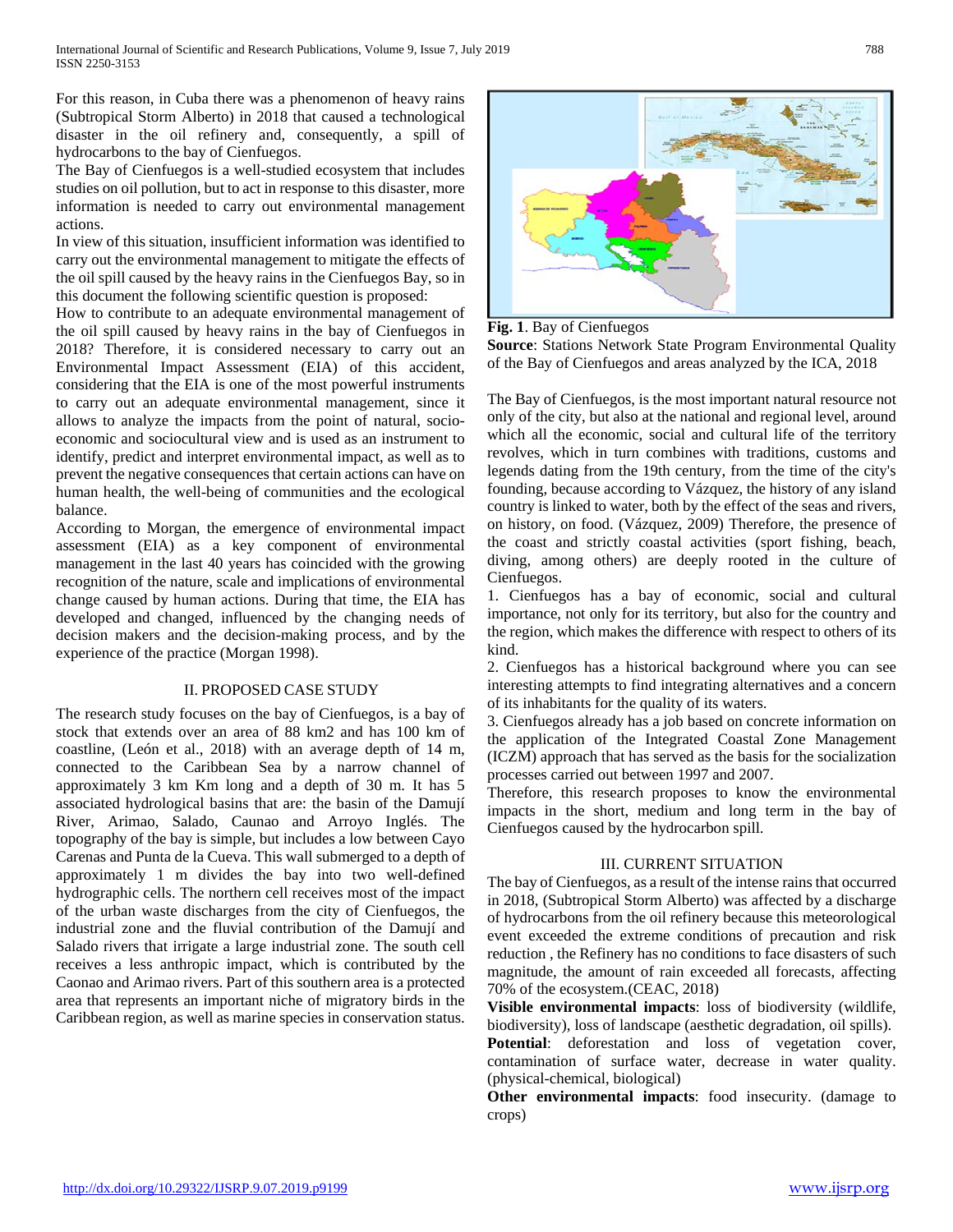For this reason, in Cuba there was a phenomenon of heavy rains (Subtropical Storm Alberto) in 2018 that caused a technological disaster in the oil refinery and, consequently, a spill of hydrocarbons to the bay of Cienfuegos.

The Bay of Cienfuegos is a well-studied ecosystem that includes studies on oil pollution, but to act in response to this disaster, more information is needed to carry out environmental management actions.

In view of this situation, insufficient information was identified to carry out the environmental management to mitigate the effects of the oil spill caused by the heavy rains in the Cienfuegos Bay, so in this document the following scientific question is proposed:

How to contribute to an adequate environmental management of the oil spill caused by heavy rains in the bay of Cienfuegos in 2018? Therefore, it is considered necessary to carry out an Environmental Impact Assessment (EIA) of this accident, considering that the EIA is one of the most powerful instruments to carry out an adequate environmental management, since it allows to analyze the impacts from the point of natural, socio-economic and sociocultural view and is used as an instrument to identify, predict and interpret environmental impact, as well as to prevent the negative consequences that certain actions can have on human health, the well-being of communities and the ecological balance.

According to Morgan, the emergence of environmental impact assessment (EIA) as a key component of environmental management in the last 40 years has coincided with the growing recognition of the nature, scale and implications of environmental change caused by human actions. During that time, the EIA has developed and changed, influenced by the changing needs of decision makers and the decision-making process, and by the experience of the practice (Morgan 1998).

## II. PROPOSED CASE STUDY

The research study focuses on the bay of Cienfuegos, is a bay of stock that extends over an area of 88 km2 and has 100 km of coastline, (León et al., 2018) with an average depth of 14 m, connected to the Caribbean Sea by a narrow channel of approximately 3 km Km long and a depth of 30 m. It has 5 associated hydrological basins that are: the basin of the Damují River, Arimao, Salado, Caunao and Arroyo Inglés. The topography of the bay is simple, but includes a low between Cayo Carenas and Punta de la Cueva. This wall submerged to a depth of approximately 1 m divides the bay into two well-defined hydrographic cells. The northern cell receives most of the impact of the urban waste discharges from the city of Cienfuegos, the industrial zone and the fluvial contribution of the Damují and Salado rivers that irrigate a large industrial zone. The south cell receives a less anthropic impact, which is contributed by the Caonao and Arimao rivers. Part of this southern area is a protected area that represents an important niche of migratory birds in the Caribbean region, as well as marine species in conservation status.

**Fig. 1**. Bay of Cienfuegos

**Source**: Stations Network State Program Environmental Quality of the Bay of Cienfuegos and areas analyzed by the ICA, 2018

The Bay of Cienfuegos, is the most important natural resource not only of the city, but also at the national and regional level, around which all the economic, social and cultural life of the territory revolves, which in turn combines with traditions, customs and legends dating from the 19th century, from the time of the city's founding, because according to Vázquez, the history of any island country is linked to water, both by the effect of the seas and rivers, on history, on food. (Vázquez, 2009) Therefore, the presence of the coast and strictly coastal activities (sport fishing, beach, diving, among others) are deeply rooted in the culture of Cienfuegos.

1. Cienfuegos has a bay of economic, social and cultural importance, not only for its territory, but also for the country and the region, which makes the difference with respect to others of its kind.
2. Cienfuegos has a historical background where you can see interesting attempts to find integrating alternatives and a concern of its inhabitants for the quality of its waters.
3. Cienfuegos already has a job based on concrete information on the application of the Integrated Coastal Zone Management (ICZM) approach that has served as the basis for the socialization processes carried out between 1997 and 2007.

Therefore, this research proposes to know the environmental impacts in the short, medium and long term in the bay of Cienfuegos caused by the hydrocarbon spill.

## III. CURRENT SITUATION

The bay of Cienfuegos, as a result of the intense rains that occurred in 2018, (Subtropical Storm Alberto) was affected by a discharge of hydrocarbons from the oil refinery because this meteorological event exceeded the extreme conditions of precaution and risk reduction , the Refinery has no conditions to face disasters of such magnitude, the amount of rain exceeded all forecasts, affecting 70% of the ecosystem.(CEAC, 2018)

**Visible environmental impacts**: loss of biodiversity (wildlife, biodiversity), loss of landscape (aesthetic degradation, oil spills).

**Potential**: deforestation and loss of vegetation cover, contamination of surface water, decrease in water quality. (physical-chemical, biological)

**Other environmental impacts**: food insecurity. (damage to crops)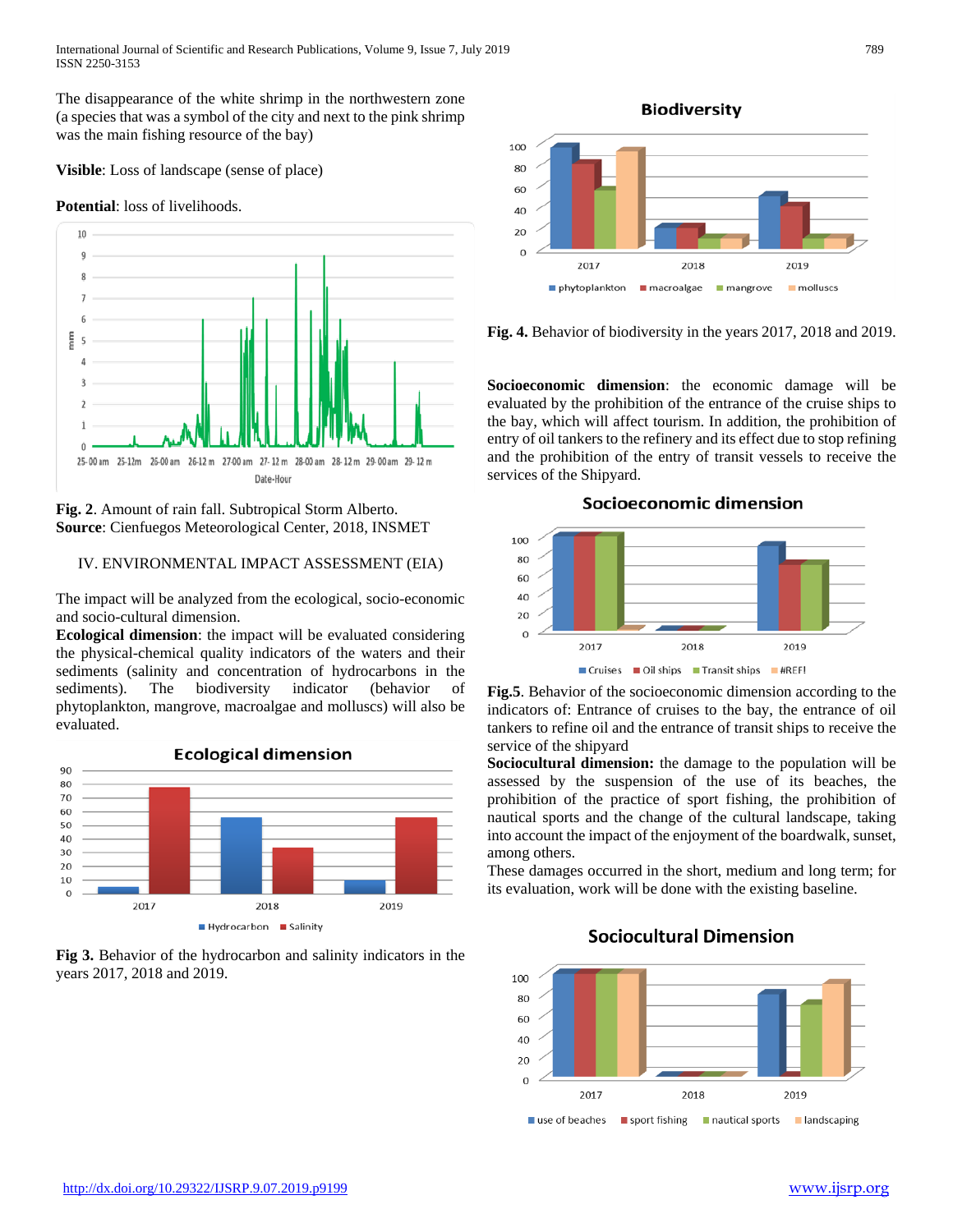The disappearance of the white shrimp in the northwestern zone (a species that was a symbol of the city and next to the pink shrimp was the main fishing resource of the bay)

**Visible**: Loss of landscape (sense of place)

**Potential**: loss of livelihoods.

**Fig. 2**. Amount of rain fall. Subtropical Storm Alberto.
**Source**: Cienfuegos Meteorological Center, 2018, INSMET

## IV. ENVIRONMENTAL IMPACT ASSESSMENT (EIA)

The impact will be analyzed from the ecological, socio-economic and socio-cultural dimension.
**Ecological dimension**: the impact will be evaluated considering the physical-chemical quality indicators of the waters and their sediments (salinity and concentration of hydrocarbons in the sediments). The biodiversity indicator (behavior of phytoplankton, mangrove, macroalgae and molluscs) will also be evaluated.

**Fig 3.** Behavior of the hydrocarbon and salinity indicators in the years 2017, 2018 and 2019.

**Fig. 4.** Behavior of biodiversity in the years 2017, 2018 and 2019.

**Socioeconomic dimension**: the economic damage will be evaluated by the prohibition of the entrance of the cruise ships to the bay, which will affect tourism. In addition, the prohibition of entry of oil tankers to the refinery and its effect due to stop refining and the prohibition of the entry of transit vessels to receive the services of the Shipyard.

**Fig.5**. Behavior of the socioeconomic dimension according to the indicators of: Entrance of cruises to the bay, the entrance of oil tankers to refine oil and the entrance of transit ships to receive the service of the shipyard

**Sociocultural dimension:** the damage to the population will be assessed by the suspension of the use of its beaches, the prohibition of the practice of sport fishing, the prohibition of nautical sports and the change of the cultural landscape, taking into account the impact of the enjoyment of the boardwalk, sunset, among others.
These damages occurred in the short, medium and long term; for its evaluation, work will be done with the existing baseline.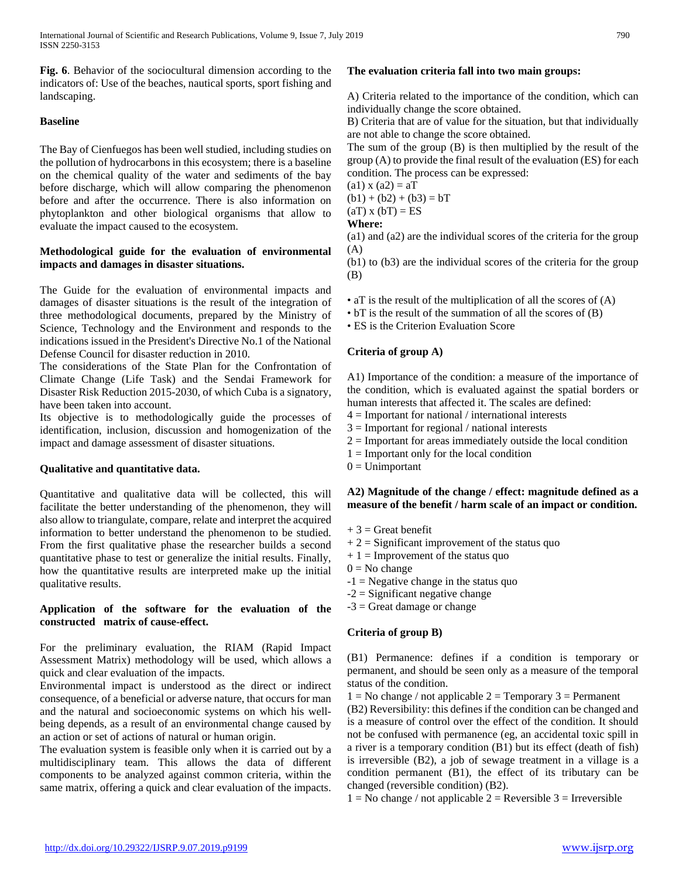**Fig. 6**. Behavior of the sociocultural dimension according to the indicators of: Use of the beaches, nautical sports, sport fishing and landscaping.

**Baseline**

The Bay of Cienfuegos has been well studied, including studies on the pollution of hydrocarbons in this ecosystem; there is a baseline on the chemical quality of the water and sediments of the bay before discharge, which will allow comparing the phenomenon before and after the occurrence. There is also information on phytoplankton and other biological organisms that allow to evaluate the impact caused to the ecosystem.

**Methodological guide for the evaluation of environmental impacts and damages in disaster situations.**

The Guide for the evaluation of environmental impacts and damages of disaster situations is the result of the integration of three methodological documents, prepared by the Ministry of Science, Technology and the Environment and responds to the indications issued in the President's Directive No.1 of the National Defense Council for disaster reduction in 2010.

The considerations of the State Plan for the Confrontation of Climate Change (Life Task) and the Sendai Framework for Disaster Risk Reduction 2015-2030, of which Cuba is a signatory, have been taken into account.

Its objective is to methodologically guide the processes of identification, inclusion, discussion and homogenization of the impact and damage assessment of disaster situations.

**Qualitative and quantitative data.**

Quantitative and qualitative data will be collected, this will facilitate the better understanding of the phenomenon, they will also allow to triangulate, compare, relate and interpret the acquired information to better understand the phenomenon to be studied. From the first qualitative phase the researcher builds a second quantitative phase to test or generalize the initial results. Finally, how the quantitative results are interpreted make up the initial qualitative results.

**Application of the software for the evaluation of the constructed matrix of cause-effect.**

For the preliminary evaluation, the RIAM (Rapid Impact Assessment Matrix) methodology will be used, which allows a quick and clear evaluation of the impacts.

Environmental impact is understood as the direct or indirect consequence, of a beneficial or adverse nature, that occurs for man and the natural and socioeconomic systems on which his well-being depends, as a result of an environmental change caused by an action or set of actions of natural or human origin.

The evaluation system is feasible only when it is carried out by a multidisciplinary team. This allows the data of different components to be analyzed against common criteria, within the same matrix, offering a quick and clear evaluation of the impacts.

**The evaluation criteria fall into two main groups:**

A) Criteria related to the importance of the condition, which can individually change the score obtained.

B) Criteria that are of value for the situation, but that individually are not able to change the score obtained.

The sum of the group (B) is then multiplied by the result of the group (A) to provide the final result of the evaluation (ES) for each condition. The process can be expressed:

$(a1) \times (a2) = aT$

$(b1) + (b2) + (b3) = bT$

$(aT) \times (bT) = ES$

**Where:**

(a1) and (a2) are the individual scores of the criteria for the group (A)

(b1) to (b3) are the individual scores of the criteria for the group (B)

- aT is the result of the multiplication of all the scores of (A)
- bT is the result of the summation of all the scores of (B)
- ES is the Criterion Evaluation Score

**Criteria of group A)**

A1) Importance of the condition: a measure of the importance of the condition, which is evaluated against the spatial borders or human interests that affected it. The scales are defined:

4 = Important for national / international interests
3 = Important for regional / national interests
2 = Important for areas immediately outside the local condition
1 = Important only for the local condition
0 = Unimportant

**A2) Magnitude of the change / effect: magnitude defined as a measure of the benefit / harm scale of an impact or condition.**

+ 3 = Great benefit
+ 2 = Significant improvement of the status quo
+ 1 = Improvement of the status quo
0 = No change
-1 = Negative change in the status quo
-2 = Significant negative change
-3 = Great damage or change

**Criteria of group B)**

(B1) Permanence: defines if a condition is temporary or permanent, and should be seen only as a measure of the temporal status of the condition.

1 = No change / not applicable 2 = Temporary 3 = Permanent

(B2) Reversibility: this defines if the condition can be changed and is a measure of control over the effect of the condition. It should not be confused with permanence (eg, an accidental toxic spill in a river is a temporary condition (B1) but its effect (death of fish) is irreversible (B2), a job of sewage treatment in a village is a condition permanent (B1), the effect of its tributary can be changed (reversible condition) (B2).

1 = No change / not applicable 2 = Reversible 3 = Irreversible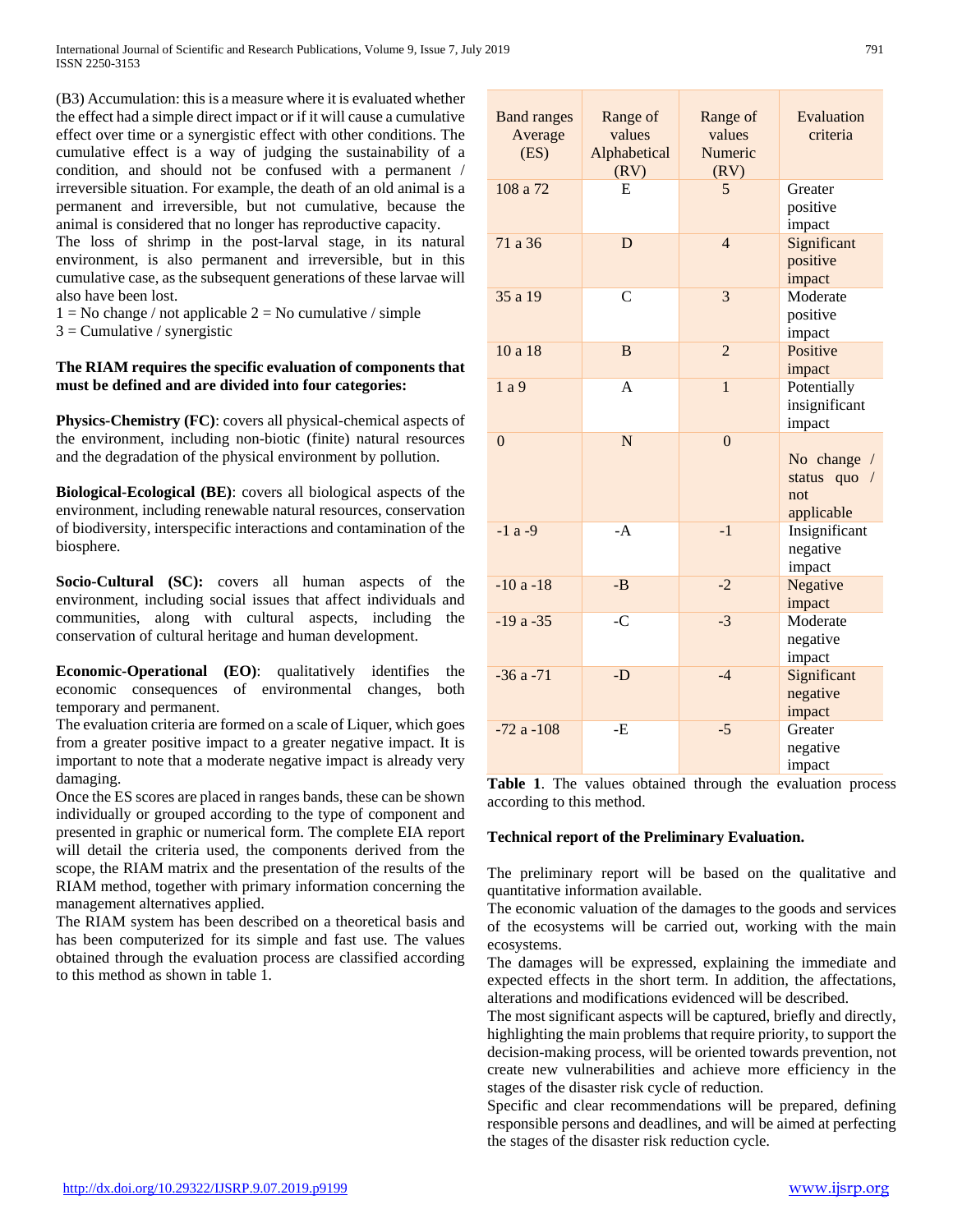(B3) Accumulation: this is a measure where it is evaluated whether the effect had a simple direct impact or if it will cause a cumulative effect over time or a synergistic effect with other conditions. The cumulative effect is a way of judging the sustainability of a condition, and should not be confused with a permanent / irreversible situation. For example, the death of an old animal is a permanent and irreversible, but not cumulative, because the animal is considered that no longer has reproductive capacity.
The loss of shrimp in the post-larval stage, in its natural environment, is also permanent and irreversible, but in this cumulative case, as the subsequent generations of these larvae will also have been lost.
1 = No change / not applicable 2 = No cumulative / simple
3 = Cumulative / synergistic

**The RIAM requires the specific evaluation of components that must be defined and are divided into four categories:**

**Physics-Chemistry (FC)**: covers all physical-chemical aspects of the environment, including non-biotic (finite) natural resources and the degradation of the physical environment by pollution.

**Biological-Ecological (BE)**: covers all biological aspects of the environment, including renewable natural resources, conservation of biodiversity, interspecific interactions and contamination of the biosphere.

**Socio-Cultural (SC):** covers all human aspects of the environment, including social issues that affect individuals and communities, along with cultural aspects, including the conservation of cultural heritage and human development.

**Economic-Operational (EO)**: qualitatively identifies the economic consequences of environmental changes, both temporary and permanent.
The evaluation criteria are formed on a scale of Liquer, which goes from a greater positive impact to a greater negative impact. It is important to note that a moderate negative impact is already very damaging.
Once the ES scores are placed in ranges bands, these can be shown individually or grouped according to the type of component and presented in graphic or numerical form. The complete EIA report will detail the criteria used, the components derived from the scope, the RIAM matrix and the presentation of the results of the RIAM method, together with primary information concerning the management alternatives applied.
The RIAM system has been described on a theoretical basis and has been computerized for its simple and fast use. The values obtained through the evaluation process are classified according to this method as shown in table 1.

| Band ranges Average (ES) | Range of values Alphabetical (RV) | Range of values Numeric (RV) | Evaluation criteria |
|---|---|---|---|
| 108 a 72 | E | 5 | Greater positive impact |
| 71 a 36 | D | 4 | Significant positive impact |
| 35 a 19 | C | 3 | Moderate positive impact |
| 10 a 18 | B | 2 | Positive impact |
| 1 a 9 | A | 1 | Potentially insignificant impact |
| 0 | N | 0 | No change / status quo / not applicable |
| -1 a -9 | -A | -1 | Insignificant negative impact |
| -10 a -18 | -B | -2 | Negative impact |
| -19 a -35 | -C | -3 | Moderate negative impact |
| -36 a -71 | -D | -4 | Significant negative impact |
| -72 a -108 | -E | -5 | Greater negative impact |

**Table 1**. The values obtained through the evaluation process according to this method.

**Technical report of the Preliminary Evaluation.**

The preliminary report will be based on the qualitative and quantitative information available.
The economic valuation of the damages to the goods and services of the ecosystems will be carried out, working with the main ecosystems.
The damages will be expressed, explaining the immediate and expected effects in the short term. In addition, the affectations, alterations and modifications evidenced will be described.
The most significant aspects will be captured, briefly and directly, highlighting the main problems that require priority, to support the decision-making process, will be oriented towards prevention, not create new vulnerabilities and achieve more efficiency in the stages of the disaster risk cycle of reduction.
Specific and clear recommendations will be prepared, defining responsible persons and deadlines, and will be aimed at perfecting the stages of the disaster risk reduction cycle.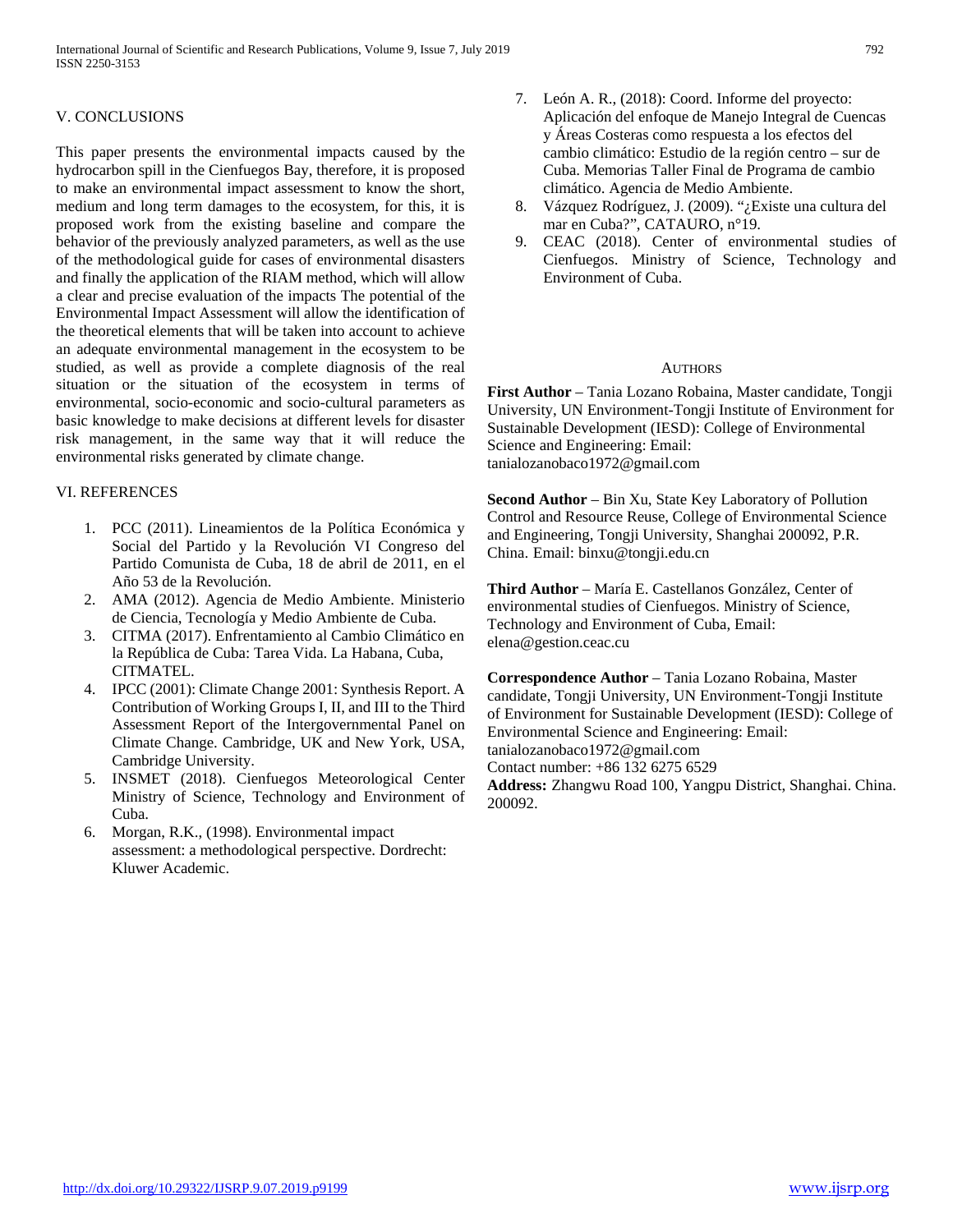## V. CONCLUSIONS

This paper presents the environmental impacts caused by the hydrocarbon spill in the Cienfuegos Bay, therefore, it is proposed to make an environmental impact assessment to know the short, medium and long term damages to the ecosystem, for this, it is proposed work from the existing baseline and compare the behavior of the previously analyzed parameters, as well as the use of the methodological guide for cases of environmental disasters and finally the application of the RIAM method, which will allow a clear and precise evaluation of the impacts The potential of the Environmental Impact Assessment will allow the identification of the theoretical elements that will be taken into account to achieve an adequate environmental management in the ecosystem to be studied, as well as provide a complete diagnosis of the real situation or the situation of the ecosystem in terms of environmental, socio-economic and socio-cultural parameters as basic knowledge to make decisions at different levels for disaster risk management, in the same way that it will reduce the environmental risks generated by climate change.

## VI. REFERENCES

1. PCC (2011). Lineamientos de la Política Económica y Social del Partido y la Revolución VI Congreso del Partido Comunista de Cuba, 18 de abril de 2011, en el Año 53 de la Revolución.
2. AMA (2012). Agencia de Medio Ambiente. Ministerio de Ciencia, Tecnología y Medio Ambiente de Cuba.
3. CITMA (2017). Enfrentamiento al Cambio Climático en la República de Cuba: Tarea Vida. La Habana, Cuba, CITMATEL.
4. IPCC (2001): Climate Change 2001: Synthesis Report. A Contribution of Working Groups I, II, and III to the Third Assessment Report of the Intergovernmental Panel on Climate Change. Cambridge, UK and New York, USA, Cambridge University.
5. INSMET (2018). Cienfuegos Meteorological Center Ministry of Science, Technology and Environment of Cuba.
6. Morgan, R.K., (1998). Environmental impact assessment: a methodological perspective. Dordrecht: Kluwer Academic.
7. León A. R., (2018): Coord. Informe del proyecto: Aplicación del enfoque de Manejo Integral de Cuencas y Áreas Costeras como respuesta a los efectos del cambio climático: Estudio de la región centro – sur de Cuba. Memorias Taller Final de Programa de cambio climático. Agencia de Medio Ambiente.
8. Vázquez Rodríguez, J. (2009). "¿Existe una cultura del mar en Cuba?", CATAURO, n°19.
9. CEAC (2018). Center of environmental studies of Cienfuegos. Ministry of Science, Technology and Environment of Cuba.

## AUTHORS

**First Author** – Tania Lozano Robaina, Master candidate, Tongji University, UN Environment-Tongji Institute of Environment for Sustainable Development (IESD): College of Environmental Science and Engineering: Email: tanialozanobaco1972@gmail.com

**Second Author** – Bin Xu, State Key Laboratory of Pollution Control and Resource Reuse, College of Environmental Science and Engineering, Tongji University, Shanghai 200092, P.R. China. Email: binxu@tongji.edu.cn

**Third Author** – María E. Castellanos González, Center of environmental studies of Cienfuegos. Ministry of Science, Technology and Environment of Cuba, Email: elena@gestion.ceac.cu

**Correspondence Author** – Tania Lozano Robaina, Master candidate, Tongji University, UN Environment-Tongji Institute of Environment for Sustainable Development (IESD): College of Environmental Science and Engineering: Email: tanialozanobaco1972@gmail.com
Contact number: +86 132 6275 6529
**Address:** Zhangwu Road 100, Yangpu District, Shanghai. China. 200092.